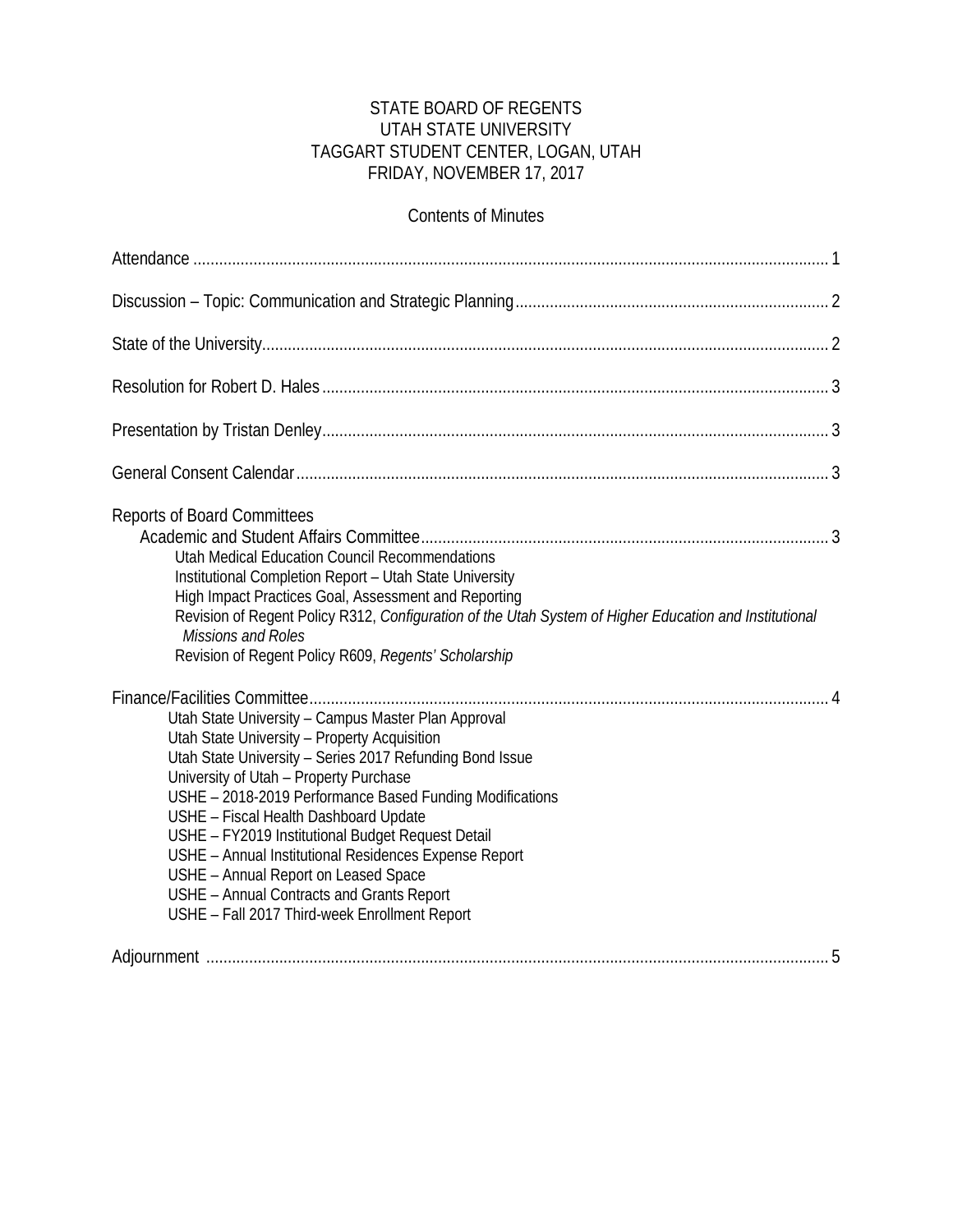# STATE BOARD OF REGENTS
# UTAH STATE UNIVERSITY
# TAGGART STUDENT CENTER, LOGAN, UTAH
# FRIDAY, NOVEMBER 17, 2017

## Contents of Minutes

Attendance ........................................................................................................................................ 1

Discussion – Topic: Communication and Strategic Planning ........................................................................ 2

State of the University ........................................................................................................................ 2

Resolution for Robert D. Hales ........................................................................................................... 3

Presentation by Tristan Denley ........................................................................................................... 3

General Consent Calendar .................................................................................................................. 3

Reports of Board Committees

- Academic and Student Affairs Committee ............................................................................................. 3
  - Utah Medical Education Council Recommendations
  - Institutional Completion Report – Utah State University
  - High Impact Practices Goal, Assessment and Reporting
  - Revision of Regent Policy R312, *Configuration of the Utah System of Higher Education and Institutional Missions and Roles*
  - Revision of Regent Policy R609, *Regents' Scholarship*

Finance/Facilities Committee ............................................................................................................... 4

- Utah State University – Campus Master Plan Approval
- Utah State University – Property Acquisition
- Utah State University – Series 2017 Refunding Bond Issue
- University of Utah – Property Purchase
- USHE – 2018-2019 Performance Based Funding Modifications
- USHE – Fiscal Health Dashboard Update
- USHE – FY2019 Institutional Budget Request Detail
- USHE – Annual Institutional Residences Expense Report
- USHE – Annual Report on Leased Space
- USHE – Annual Contracts and Grants Report
- USHE – Fall 2017 Third-week Enrollment Report

Adjournment ..................................................................................................................................... 5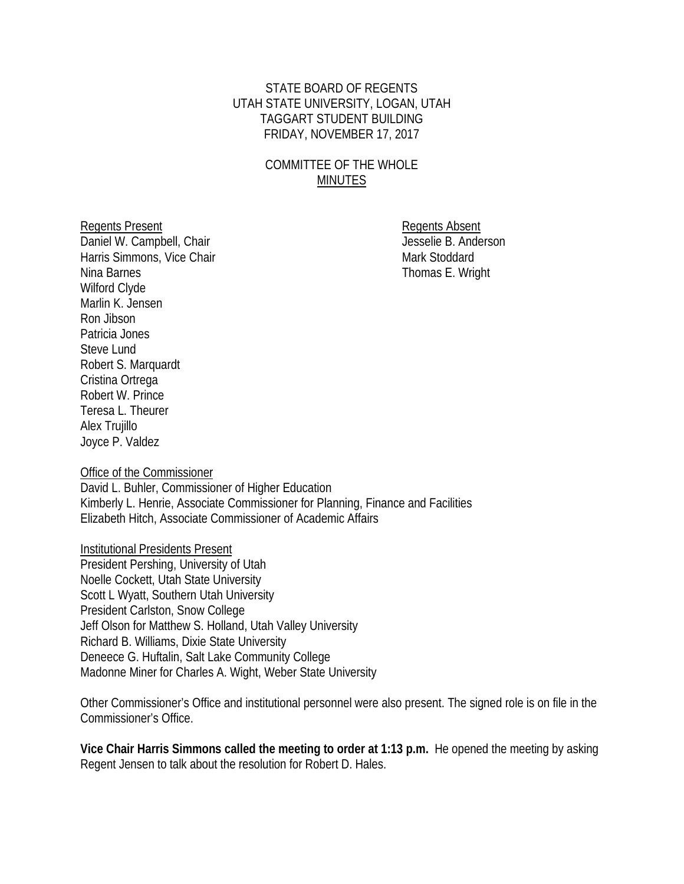STATE BOARD OF REGENTS
UTAH STATE UNIVERSITY, LOGAN, UTAH
TAGGART STUDENT BUILDING
FRIDAY, NOVEMBER 17, 2017

COMMITTEE OF THE WHOLE
MINUTES

Regents Present
Daniel W. Campbell, Chair
Harris Simmons, Vice Chair
Nina Barnes
Wilford Clyde
Marlin K. Jensen
Ron Jibson
Patricia Jones
Steve Lund
Robert S. Marquardt
Cristina Ortrega
Robert W. Prince
Teresa L. Theurer
Alex Trujillo
Joyce P. Valdez

Regents Absent
Jesselie B. Anderson
Mark Stoddard
Thomas E. Wright

Office of the Commissioner
David L. Buhler, Commissioner of Higher Education
Kimberly L. Henrie, Associate Commissioner for Planning, Finance and Facilities
Elizabeth Hitch, Associate Commissioner of Academic Affairs

Institutional Presidents Present
President Pershing, University of Utah
Noelle Cockett, Utah State University
Scott L Wyatt, Southern Utah University
President Carlston, Snow College
Jeff Olson for Matthew S. Holland, Utah Valley University
Richard B. Williams, Dixie State University
Deneece G. Huftalin, Salt Lake Community College
Madonne Miner for Charles A. Wight, Weber State University

Other Commissioner's Office and institutional personnel were also present. The signed role is on file in the Commissioner's Office.

**Vice Chair Harris Simmons called the meeting to order at 1:13 p.m.** He opened the meeting by asking Regent Jensen to talk about the resolution for Robert D. Hales.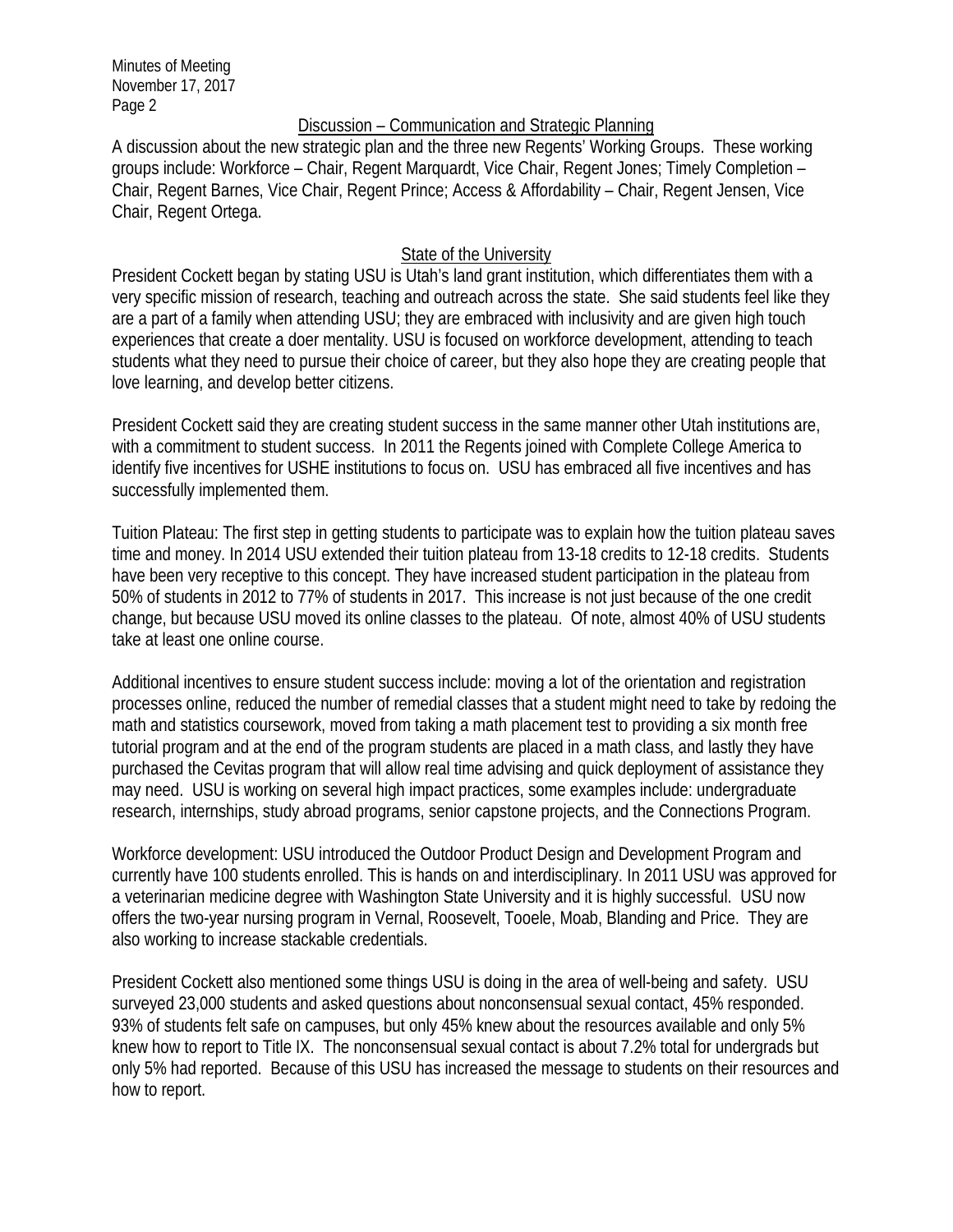## Discussion – Communication and Strategic Planning

A discussion about the new strategic plan and the three new Regents' Working Groups. These working groups include: Workforce – Chair, Regent Marquardt, Vice Chair, Regent Jones; Timely Completion – Chair, Regent Barnes, Vice Chair, Regent Prince; Access & Affordability – Chair, Regent Jensen, Vice Chair, Regent Ortega.

## State of the University

President Cockett began by stating USU is Utah's land grant institution, which differentiates them with a very specific mission of research, teaching and outreach across the state. She said students feel like they are a part of a family when attending USU; they are embraced with inclusivity and are given high touch experiences that create a doer mentality. USU is focused on workforce development, attending to teach students what they need to pursue their choice of career, but they also hope they are creating people that love learning, and develop better citizens.

President Cockett said they are creating student success in the same manner other Utah institutions are, with a commitment to student success. In 2011 the Regents joined with Complete College America to identify five incentives for USHE institutions to focus on. USU has embraced all five incentives and has successfully implemented them.

Tuition Plateau: The first step in getting students to participate was to explain how the tuition plateau saves time and money. In 2014 USU extended their tuition plateau from 13-18 credits to 12-18 credits. Students have been very receptive to this concept. They have increased student participation in the plateau from 50% of students in 2012 to 77% of students in 2017. This increase is not just because of the one credit change, but because USU moved its online classes to the plateau. Of note, almost 40% of USU students take at least one online course.

Additional incentives to ensure student success include: moving a lot of the orientation and registration processes online, reduced the number of remedial classes that a student might need to take by redoing the math and statistics coursework, moved from taking a math placement test to providing a six month free tutorial program and at the end of the program students are placed in a math class, and lastly they have purchased the Cevitas program that will allow real time advising and quick deployment of assistance they may need. USU is working on several high impact practices, some examples include: undergraduate research, internships, study abroad programs, senior capstone projects, and the Connections Program.

Workforce development: USU introduced the Outdoor Product Design and Development Program and currently have 100 students enrolled. This is hands on and interdisciplinary. In 2011 USU was approved for a veterinarian medicine degree with Washington State University and it is highly successful. USU now offers the two-year nursing program in Vernal, Roosevelt, Tooele, Moab, Blanding and Price. They are also working to increase stackable credentials.

President Cockett also mentioned some things USU is doing in the area of well-being and safety. USU surveyed 23,000 students and asked questions about nonconsensual sexual contact, 45% responded. 93% of students felt safe on campuses, but only 45% knew about the resources available and only 5% knew how to report to Title IX. The nonconsensual sexual contact is about 7.2% total for undergrads but only 5% had reported. Because of this USU has increased the message to students on their resources and how to report.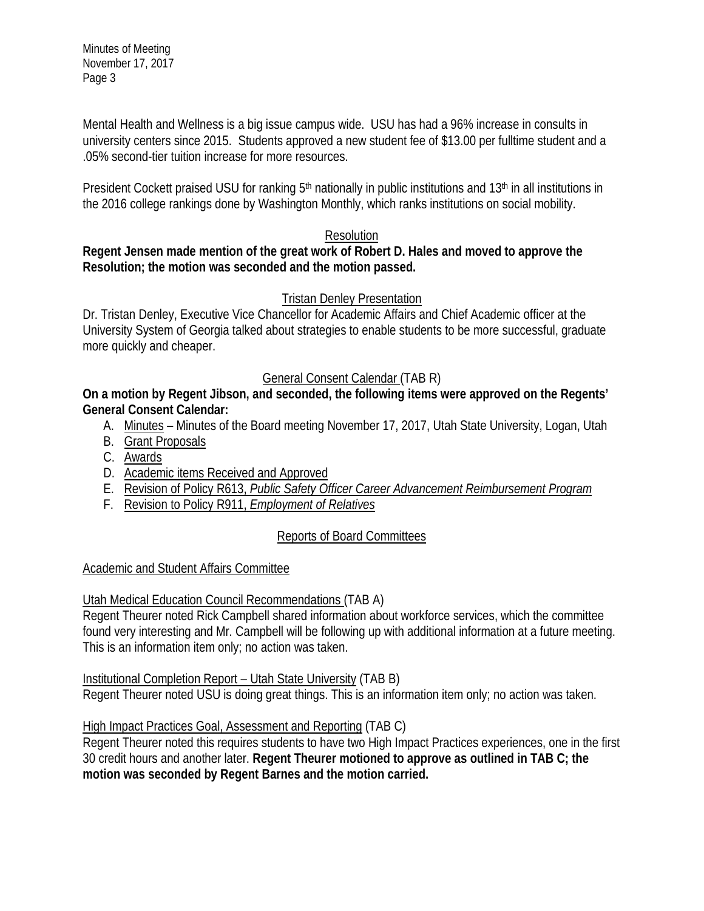Mental Health and Wellness is a big issue campus wide. USU has had a 96% increase in consults in university centers since 2015. Students approved a new student fee of $13.00 per fulltime student and a .05% second-tier tuition increase for more resources.

President Cockett praised USU for ranking 5th nationally in public institutions and 13th in all institutions in the 2016 college rankings done by Washington Monthly, which ranks institutions on social mobility.

Resolution

**Regent Jensen made mention of the great work of Robert D. Hales and moved to approve the Resolution; the motion was seconded and the motion passed.**

Tristan Denley Presentation

Dr. Tristan Denley, Executive Vice Chancellor for Academic Affairs and Chief Academic officer at the University System of Georgia talked about strategies to enable students to be more successful, graduate more quickly and cheaper.

General Consent Calendar (TAB R)

**On a motion by Regent Jibson, and seconded, the following items were approved on the Regents' General Consent Calendar:**

A. Minutes – Minutes of the Board meeting November 17, 2017, Utah State University, Logan, Utah
B. Grant Proposals
C. Awards
D. Academic items Received and Approved
E. Revision of Policy R613, *Public Safety Officer Career Advancement Reimbursement Program*
F. Revision to Policy R911, *Employment of Relatives*

Reports of Board Committees

Academic and Student Affairs Committee

Utah Medical Education Council Recommendations (TAB A)

Regent Theurer noted Rick Campbell shared information about workforce services, which the committee found very interesting and Mr. Campbell will be following up with additional information at a future meeting. This is an information item only; no action was taken.

Institutional Completion Report – Utah State University (TAB B)

Regent Theurer noted USU is doing great things. This is an information item only; no action was taken.

High Impact Practices Goal, Assessment and Reporting (TAB C)

Regent Theurer noted this requires students to have two High Impact Practices experiences, one in the first 30 credit hours and another later. **Regent Theurer motioned to approve as outlined in TAB C; the motion was seconded by Regent Barnes and the motion carried.**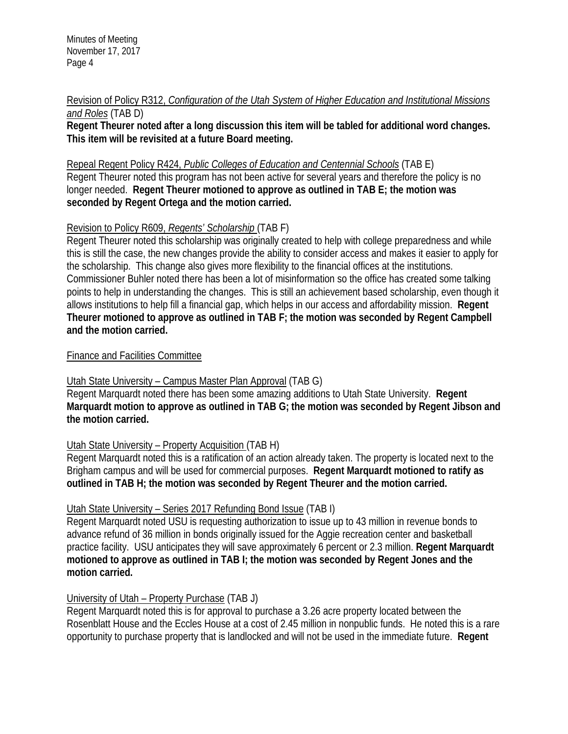Revision of Policy R312, *Configuration of the Utah System of Higher Education and Institutional Missions and Roles* (TAB D)
**Regent Theurer noted after a long discussion this item will be tabled for additional word changes. This item will be revisited at a future Board meeting.**

Repeal Regent Policy R424, *Public Colleges of Education and Centennial Schools* (TAB E)
Regent Theurer noted this program has not been active for several years and therefore the policy is no longer needed. **Regent Theurer motioned to approve as outlined in TAB E; the motion was seconded by Regent Ortega and the motion carried.**

Revision to Policy R609, *Regents' Scholarship* (TAB F)
Regent Theurer noted this scholarship was originally created to help with college preparedness and while this is still the case, the new changes provide the ability to consider access and makes it easier to apply for the scholarship. This change also gives more flexibility to the financial offices at the institutions. Commissioner Buhler noted there has been a lot of misinformation so the office has created some talking points to help in understanding the changes. This is still an achievement based scholarship, even though it allows institutions to help fill a financial gap, which helps in our access and affordability mission. **Regent Theurer motioned to approve as outlined in TAB F; the motion was seconded by Regent Campbell and the motion carried.**

Finance and Facilities Committee

Utah State University – Campus Master Plan Approval (TAB G)
Regent Marquardt noted there has been some amazing additions to Utah State University. **Regent Marquardt motion to approve as outlined in TAB G; the motion was seconded by Regent Jibson and the motion carried.**

Utah State University – Property Acquisition (TAB H)
Regent Marquardt noted this is a ratification of an action already taken. The property is located next to the Brigham campus and will be used for commercial purposes. **Regent Marquardt motioned to ratify as outlined in TAB H; the motion was seconded by Regent Theurer and the motion carried.**

Utah State University – Series 2017 Refunding Bond Issue (TAB I)
Regent Marquardt noted USU is requesting authorization to issue up to 43 million in revenue bonds to advance refund of 36 million in bonds originally issued for the Aggie recreation center and basketball practice facility. USU anticipates they will save approximately 6 percent or 2.3 million. **Regent Marquardt motioned to approve as outlined in TAB I; the motion was seconded by Regent Jones and the motion carried.**

University of Utah – Property Purchase (TAB J)
Regent Marquardt noted this is for approval to purchase a 3.26 acre property located between the Rosenblatt House and the Eccles House at a cost of 2.45 million in nonpublic funds. He noted this is a rare opportunity to purchase property that is landlocked and will not be used in the immediate future. **Regent**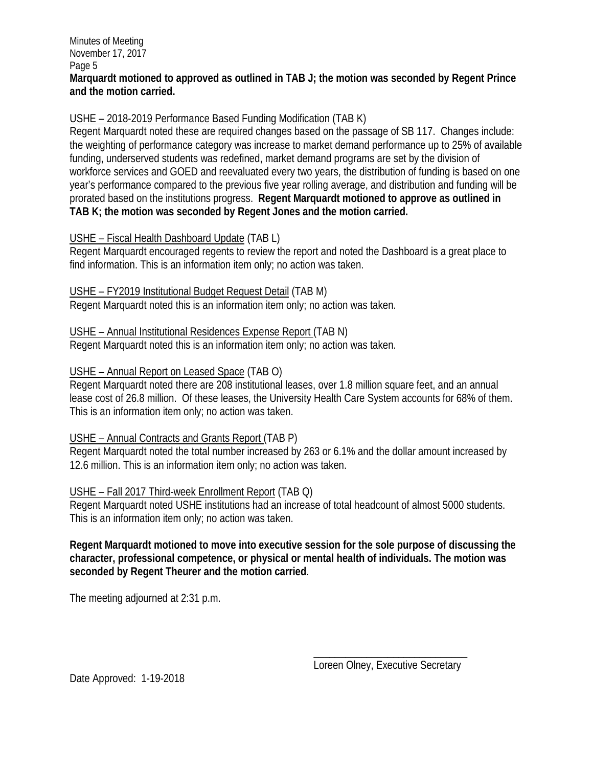**Marquardt motioned to approved as outlined in TAB J; the motion was seconded by Regent Prince and the motion carried.**

USHE – 2018-2019 Performance Based Funding Modification (TAB K)
Regent Marquardt noted these are required changes based on the passage of SB 117. Changes include: the weighting of performance category was increase to market demand performance up to 25% of available funding, underserved students was redefined, market demand programs are set by the division of workforce services and GOED and reevaluated every two years, the distribution of funding is based on one year's performance compared to the previous five year rolling average, and distribution and funding will be prorated based on the institutions progress. **Regent Marquardt motioned to approve as outlined in TAB K; the motion was seconded by Regent Jones and the motion carried.**

USHE – Fiscal Health Dashboard Update (TAB L)
Regent Marquardt encouraged regents to review the report and noted the Dashboard is a great place to find information. This is an information item only; no action was taken.

USHE – FY2019 Institutional Budget Request Detail (TAB M)
Regent Marquardt noted this is an information item only; no action was taken.

USHE – Annual Institutional Residences Expense Report (TAB N)
Regent Marquardt noted this is an information item only; no action was taken.

USHE – Annual Report on Leased Space (TAB O)
Regent Marquardt noted there are 208 institutional leases, over 1.8 million square feet, and an annual lease cost of 26.8 million. Of these leases, the University Health Care System accounts for 68% of them. This is an information item only; no action was taken.

USHE – Annual Contracts and Grants Report (TAB P)
Regent Marquardt noted the total number increased by 263 or 6.1% and the dollar amount increased by 12.6 million. This is an information item only; no action was taken.

USHE – Fall 2017 Third-week Enrollment Report (TAB Q)
Regent Marquardt noted USHE institutions had an increase of total headcount of almost 5000 students. This is an information item only; no action was taken.

**Regent Marquardt motioned to move into executive session for the sole purpose of discussing the character, professional competence, or physical or mental health of individuals. The motion was seconded by Regent Theurer and the motion carried**.

The meeting adjourned at 2:31 p.m.

______________________________
Loreen Olney, Executive Secretary

Date Approved: 1-19-2018